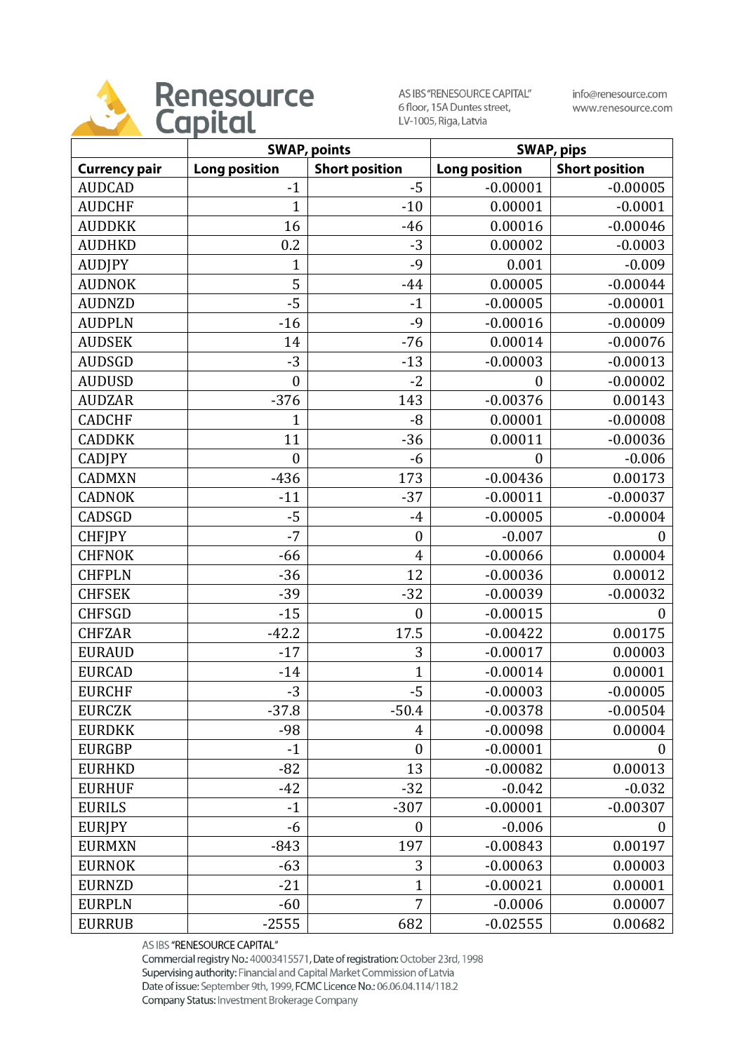**Renesource Capital**

AS IBS "RENESOURCE CAPITAL"
6 floor, 15A Duntes street,
LV-1005, Riga, Latvia

info@renesource.com
www.renesource.com

| | SWAP, points | | SWAP, pips | |
|---|---|---|---|---|
| **Currency pair** | **Long position** | **Short position** | **Long position** | **Short position** |
| AUDCAD | -1 | -5 | -0.00001 | -0.00005 |
| AUDCHF | 1 | -10 | 0.00001 | -0.0001 |
| AUDDKK | 16 | -46 | 0.00016 | -0.00046 |
| AUDHKD | 0.2 | -3 | 0.00002 | -0.0003 |
| AUDJPY | 1 | -9 | 0.001 | -0.009 |
| AUDNOK | 5 | -44 | 0.00005 | -0.00044 |
| AUDNZD | -5 | -1 | -0.00005 | -0.00001 |
| AUDPLN | -16 | -9 | -0.00016 | -0.00009 |
| AUDSEK | 14 | -76 | 0.00014 | -0.00076 |
| AUDSGD | -3 | -13 | -0.00003 | -0.00013 |
| AUDUSD | 0 | -2 | 0 | -0.00002 |
| AUDZAR | -376 | 143 | -0.00376 | 0.00143 |
| CADCHF | 1 | -8 | 0.00001 | -0.00008 |
| CADDKK | 11 | -36 | 0.00011 | -0.00036 |
| CADJPY | 0 | -6 | 0 | -0.006 |
| CADMXN | -436 | 173 | -0.00436 | 0.00173 |
| CADNOK | -11 | -37 | -0.00011 | -0.00037 |
| CADSGD | -5 | -4 | -0.00005 | -0.00004 |
| CHFJPY | -7 | 0 | -0.007 | 0 |
| CHFNOK | -66 | 4 | -0.00066 | 0.00004 |
| CHFPLN | -36 | 12 | -0.00036 | 0.00012 |
| CHFSEK | -39 | -32 | -0.00039 | -0.00032 |
| CHFSGD | -15 | 0 | -0.00015 | 0 |
| CHFZAR | -42.2 | 17.5 | -0.00422 | 0.00175 |
| EURAUD | -17 | 3 | -0.00017 | 0.00003 |
| EURCAD | -14 | 1 | -0.00014 | 0.00001 |
| EURCHF | -3 | -5 | -0.00003 | -0.00005 |
| EURCZK | -37.8 | -50.4 | -0.00378 | -0.00504 |
| EURDKK | -98 | 4 | -0.00098 | 0.00004 |
| EURGBP | -1 | 0 | -0.00001 | 0 |
| EURHKD | -82 | 13 | -0.00082 | 0.00013 |
| EURHUF | -42 | -32 | -0.042 | -0.032 |
| EURILS | -1 | -307 | -0.00001 | -0.00307 |
| EURJPY | -6 | 0 | -0.006 | 0 |
| EURMXN | -843 | 197 | -0.00843 | 0.00197 |
| EURNOK | -63 | 3 | -0.00063 | 0.00003 |
| EURNZD | -21 | 1 | -0.00021 | 0.00001 |
| EURPLN | -60 | 7 | -0.0006 | 0.00007 |
| EURRUB | -2555 | 682 | -0.02555 | 0.00682 |

AS IBS "RENESOURCE CAPITAL"
Commercial registry No.: 40003415571, Date of registration: October 23rd, 1998
Supervising authority: Financial and Capital Market Commission of Latvia
Date of issue: September 9th, 1999, FCMC Licence No.: 06.06.04.114/118.2
Company Status: Investment Brokerage Company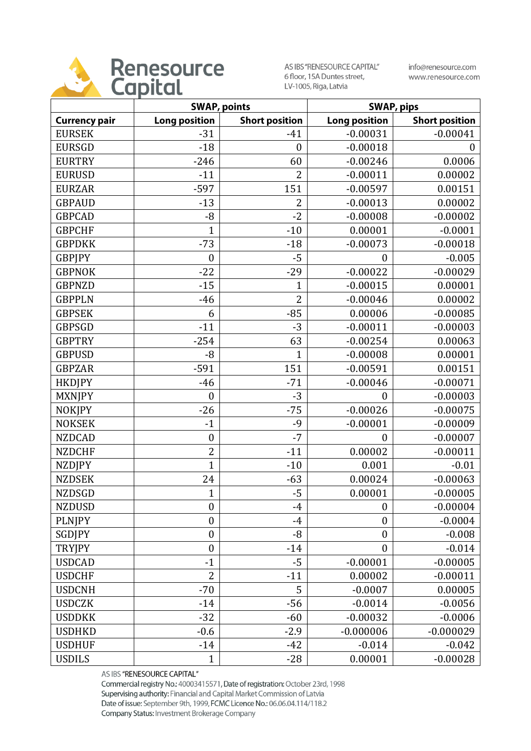Renesource Capital

AS IBS "RENESOURCE CAPITAL"
6 floor, 15A Duntes street,
LV-1005, Riga, Latvia

info@renesource.com
www.renesource.com

| | SWAP, points | | SWAP, pips | |
|---|---|---|---|---|
| **Currency pair** | **Long position** | **Short position** | **Long position** | **Short position** |
| EURSEK | -31 | -41 | -0.00031 | -0.00041 |
| EURSGD | -18 | 0 | -0.00018 | 0 |
| EURTRY | -246 | 60 | -0.00246 | 0.0006 |
| EURUSD | -11 | 2 | -0.00011 | 0.00002 |
| EURZAR | -597 | 151 | -0.00597 | 0.00151 |
| GBPAUD | -13 | 2 | -0.00013 | 0.00002 |
| GBPCAD | -8 | -2 | -0.00008 | -0.00002 |
| GBPCHF | 1 | -10 | 0.00001 | -0.0001 |
| GBPDKK | -73 | -18 | -0.00073 | -0.00018 |
| GBPJPY | 0 | -5 | 0 | -0.005 |
| GBPNOK | -22 | -29 | -0.00022 | -0.00029 |
| GBPNZD | -15 | 1 | -0.00015 | 0.00001 |
| GBPPLN | -46 | 2 | -0.00046 | 0.00002 |
| GBPSEK | 6 | -85 | 0.00006 | -0.00085 |
| GBPSGD | -11 | -3 | -0.00011 | -0.00003 |
| GBPTRY | -254 | 63 | -0.00254 | 0.00063 |
| GBPUSD | -8 | 1 | -0.00008 | 0.00001 |
| GBPZAR | -591 | 151 | -0.00591 | 0.00151 |
| HKDJPY | -46 | -71 | -0.00046 | -0.00071 |
| MXNJPY | 0 | -3 | 0 | -0.00003 |
| NOKJPY | -26 | -75 | -0.00026 | -0.00075 |
| NOKSEK | -1 | -9 | -0.00001 | -0.00009 |
| NZDCAD | 0 | -7 | 0 | -0.00007 |
| NZDCHF | 2 | -11 | 0.00002 | -0.00011 |
| NZDJPY | 1 | -10 | 0.001 | -0.01 |
| NZDSEK | 24 | -63 | 0.00024 | -0.00063 |
| NZDSGD | 1 | -5 | 0.00001 | -0.00005 |
| NZDUSD | 0 | -4 | 0 | -0.00004 |
| PLNJPY | 0 | -4 | 0 | -0.0004 |
| SGDJPY | 0 | -8 | 0 | -0.008 |
| TRYJPY | 0 | -14 | 0 | -0.014 |
| USDCAD | -1 | -5 | -0.00001 | -0.00005 |
| USDCHF | 2 | -11 | 0.00002 | -0.00011 |
| USDCNH | -70 | 5 | -0.0007 | 0.00005 |
| USDCZK | -14 | -56 | -0.0014 | -0.0056 |
| USDDKK | -32 | -60 | -0.00032 | -0.0006 |
| USDHKD | -0.6 | -2.9 | -0.000006 | -0.000029 |
| USDHUF | -14 | -42 | -0.014 | -0.042 |
| USDILS | 1 | -28 | 0.00001 | -0.00028 |

AS IBS "RENESOURCE CAPITAL"
Commercial registry No.: 40003415571, Date of registration: October 23rd, 1998
Supervising authority: Financial and Capital Market Commission of Latvia
Date of issue: September 9th, 1999, FCMC Licence No.: 06.06.04.114/118.2
Company Status: Investment Brokerage Company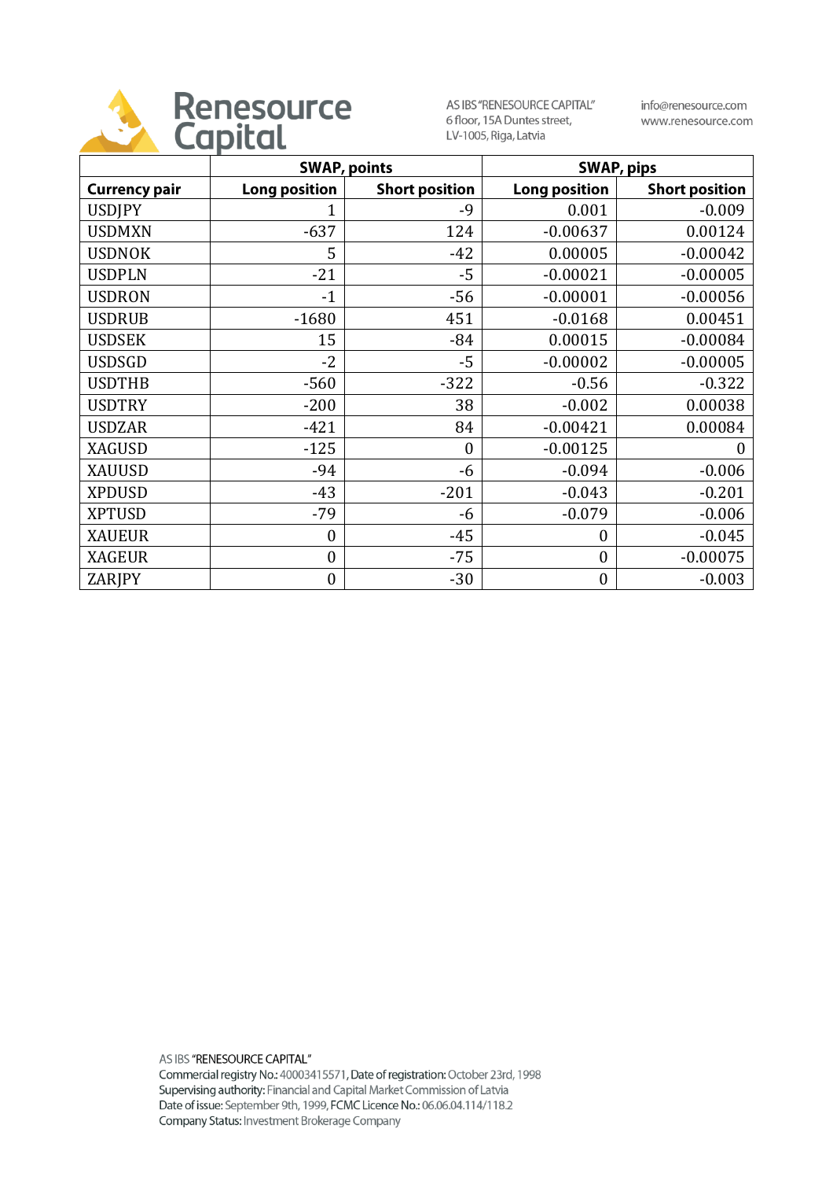| | SWAP, points | | SWAP, pips | |
|---|---|---|---|---|
| **Currency pair** | **Long position** | **Short position** | **Long position** | **Short position** |
| USDJPY | 1 | -9 | 0.001 | -0.009 |
| USDMXN | -637 | 124 | -0.00637 | 0.00124 |
| USDNOK | 5 | -42 | 0.00005 | -0.00042 |
| USDPLN | -21 | -5 | -0.00021 | -0.00005 |
| USDRON | -1 | -56 | -0.00001 | -0.00056 |
| USDRUB | -1680 | 451 | -0.0168 | 0.00451 |
| USDSEK | 15 | -84 | 0.00015 | -0.00084 |
| USDSGD | -2 | -5 | -0.00002 | -0.00005 |
| USDTHB | -560 | -322 | -0.56 | -0.322 |
| USDTRY | -200 | 38 | -0.002 | 0.00038 |
| USDZAR | -421 | 84 | -0.00421 | 0.00084 |
| XAGUSD | -125 | 0 | -0.00125 | 0 |
| XAUUSD | -94 | -6 | -0.094 | -0.006 |
| XPDUSD | -43 | -201 | -0.043 | -0.201 |
| XPTUSD | -79 | -6 | -0.079 | -0.006 |
| XAUEUR | 0 | -45 | 0 | -0.045 |
| XAGEUR | 0 | -75 | 0 | -0.00075 |
| ZARJPY | 0 | -30 | 0 | -0.003 |